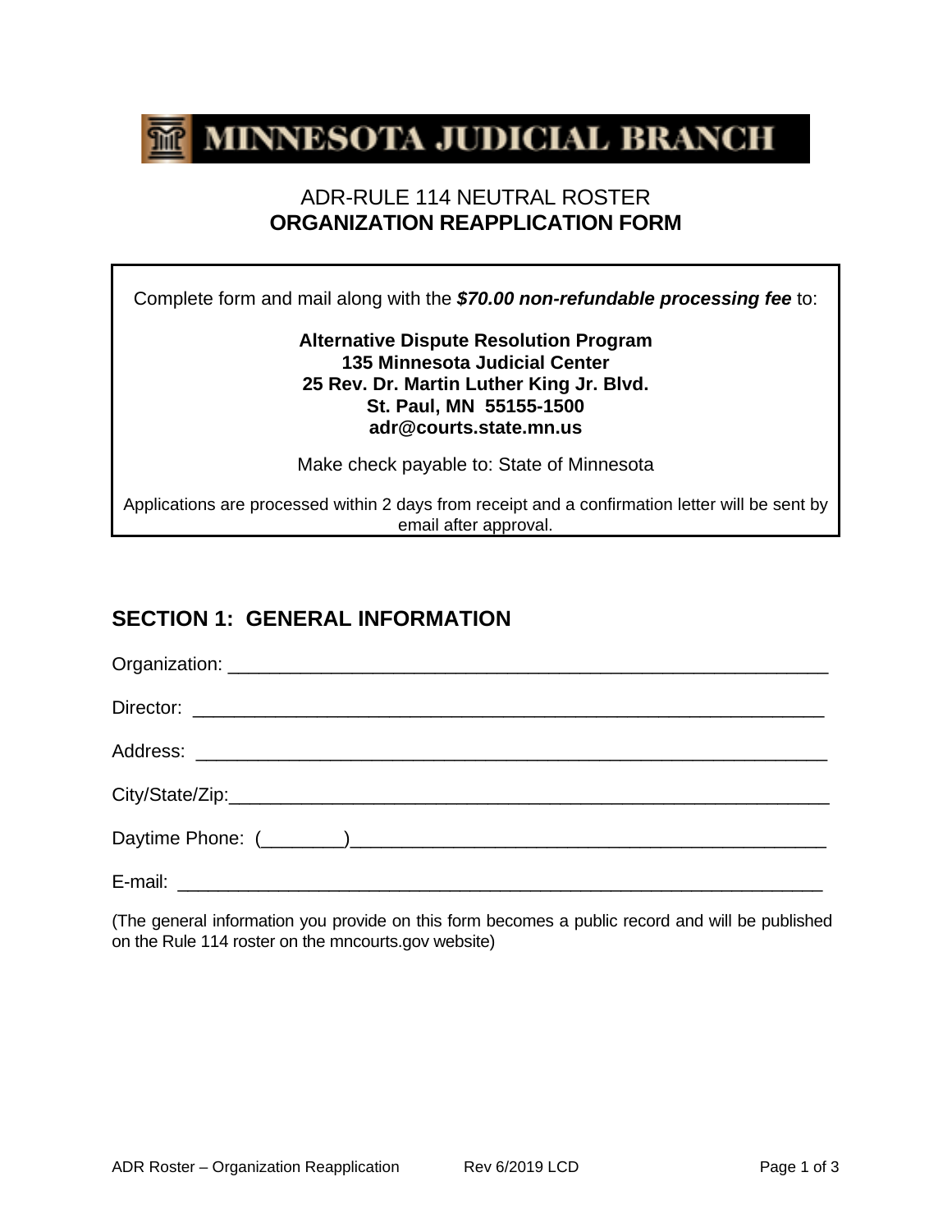MINNESOTA JUDICIAL BRANCH

# ADR-RULE 114 NEUTRAL ROSTER
# **ORGANIZATION REAPPLICATION FORM**

Complete form and mail along with the ***$70.00 non-refundable processing fee*** to:

**Alternative Dispute Resolution Program**
**135 Minnesota Judicial Center**
**25 Rev. Dr. Martin Luther King Jr. Blvd.**
**St. Paul, MN 55155-1500**
**adr@courts.state.mn.us**

Make check payable to: State of Minnesota

Applications are processed within 2 days from receipt and a confirmation letter will be sent by email after approval.

## SECTION 1: GENERAL INFORMATION

Organization: ____________________________________________________________

Director: ________________________________________________________________

Address: ________________________________________________________________

City/State/Zip:____________________________________________________________

Daytime Phone: (________)_______________________________________________

E-mail: __________________________________________________________________

(The general information you provide on this form becomes a public record and will be published on the Rule 114 roster on the mncourts.gov website)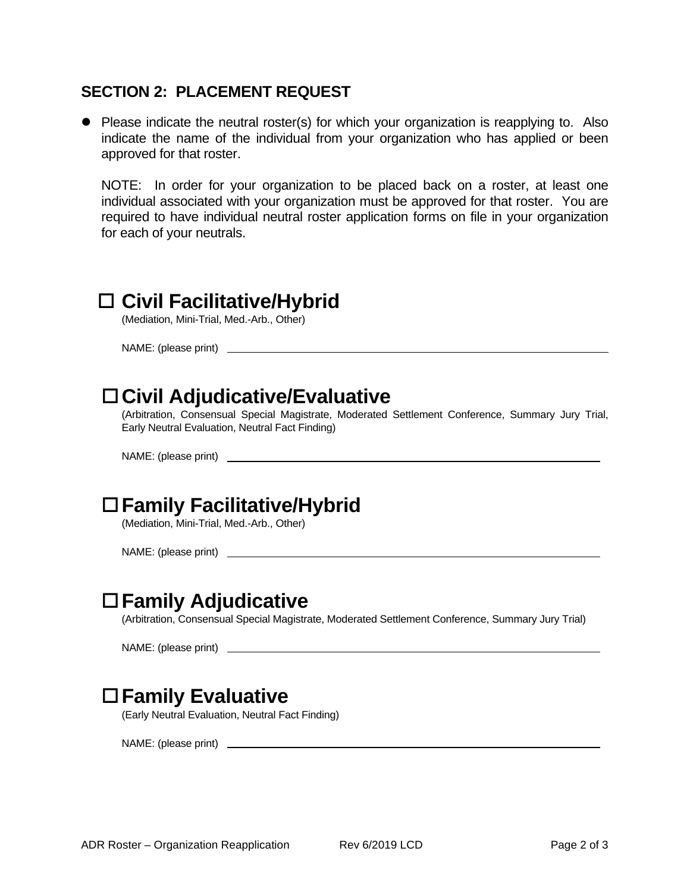## SECTION 2: PLACEMENT REQUEST

- Please indicate the neutral roster(s) for which your organization is reapplying to. Also indicate the name of the individual from your organization who has applied or been approved for that roster.

  NOTE: In order for your organization to be placed back on a roster, at least one individual associated with your organization must be approved for that roster. You are required to have individual neutral roster application forms on file in your organization for each of your neutrals.

### ☐ Civil Facilitative/Hybrid

(Mediation, Mini-Trial, Med.-Arb., Other)

NAME: (please print) ______________________________

### ☐ Civil Adjudicative/Evaluative

(Arbitration, Consensual Special Magistrate, Moderated Settlement Conference, Summary Jury Trial, Early Neutral Evaluation, Neutral Fact Finding)

NAME: (please print) ______________________________

### ☐ Family Facilitative/Hybrid

(Mediation, Mini-Trial, Med.-Arb., Other)

NAME: (please print) ______________________________

### ☐ Family Adjudicative

(Arbitration, Consensual Special Magistrate, Moderated Settlement Conference, Summary Jury Trial)

NAME: (please print) ______________________________

### ☐ Family Evaluative

(Early Neutral Evaluation, Neutral Fact Finding)

NAME: (please print) ______________________________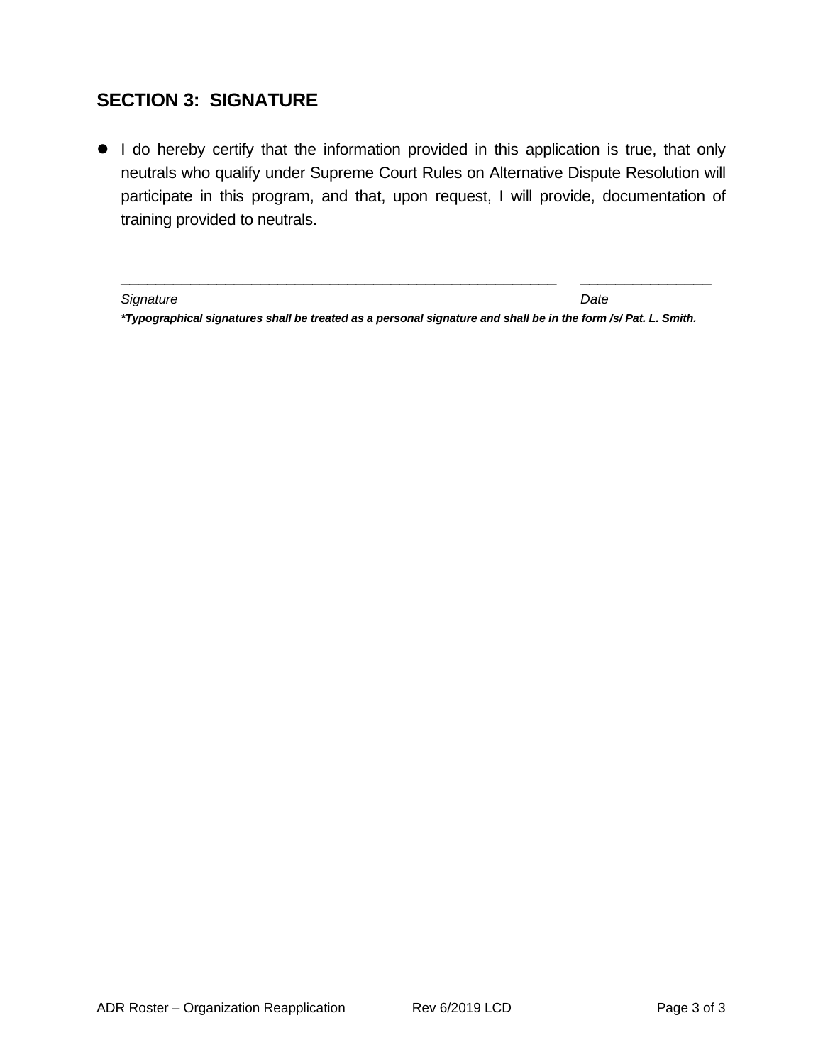## SECTION 3: SIGNATURE

- I do hereby certify that the information provided in this application is true, that only neutrals who qualify under Supreme Court Rules on Alternative Dispute Resolution will participate in this program, and that, upon request, I will provide, documentation of training provided to neutrals.

_______________________________________________________ ________________

*Signature* *Date*

***Typographical signatures shall be treated as a personal signature and shall be in the form /s/ Pat. L. Smith.***